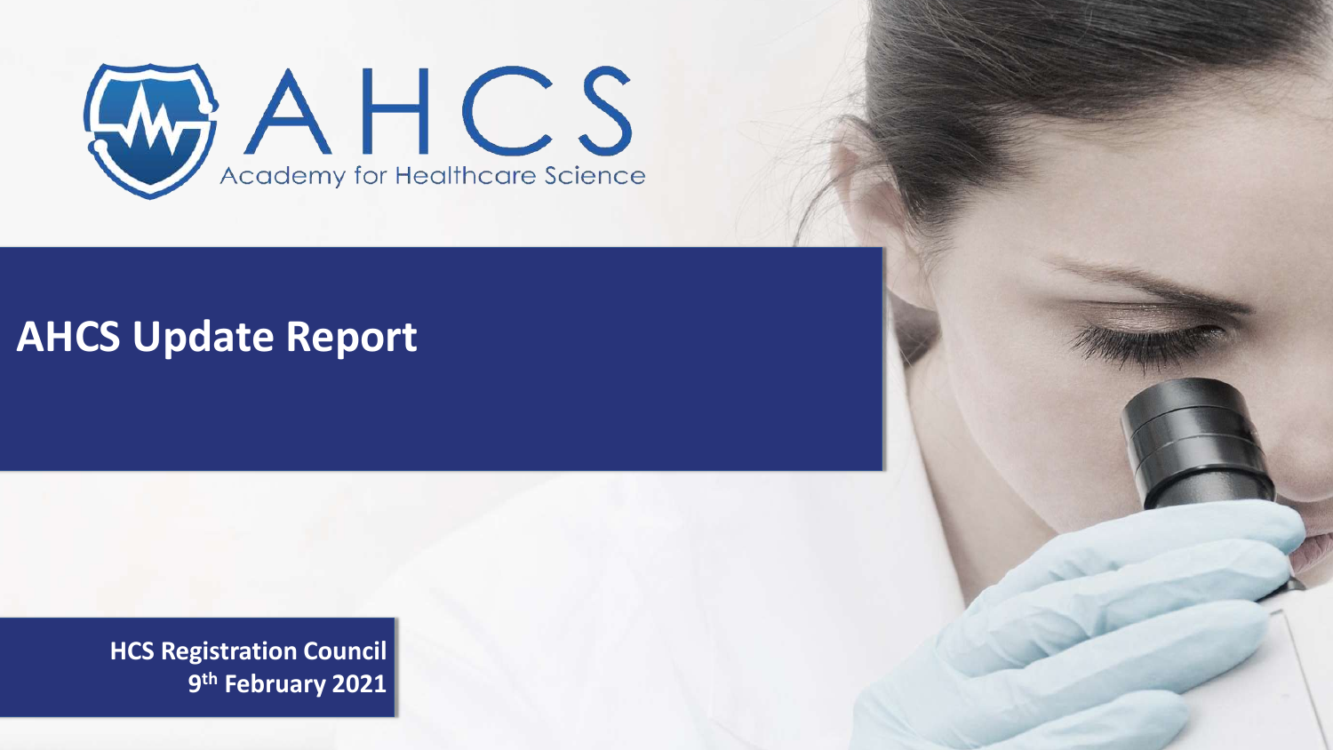AHCS

Academy for Healthcare Science

# AHCS Update Report

**HCS Registration Council**
**9th February 2021**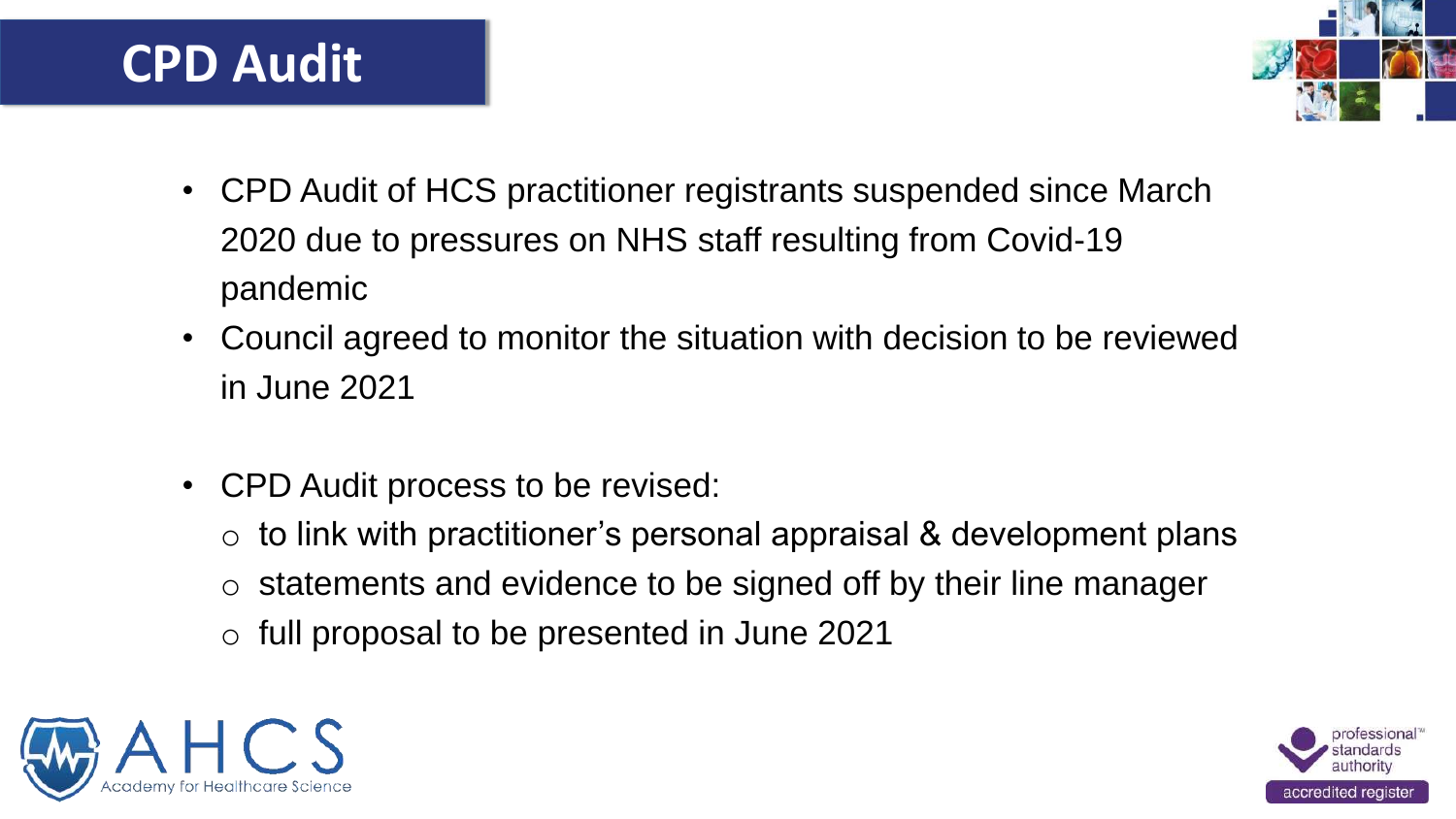# CPD Audit

- CPD Audit of HCS practitioner registrants suspended since March 2020 due to pressures on NHS staff resulting from Covid-19 pandemic
- Council agreed to monitor the situation with decision to be reviewed in June 2021

- CPD Audit process to be revised:
  - to link with practitioner's personal appraisal & development plans
  - statements and evidence to be signed off by their line manager
  - full proposal to be presented in June 2021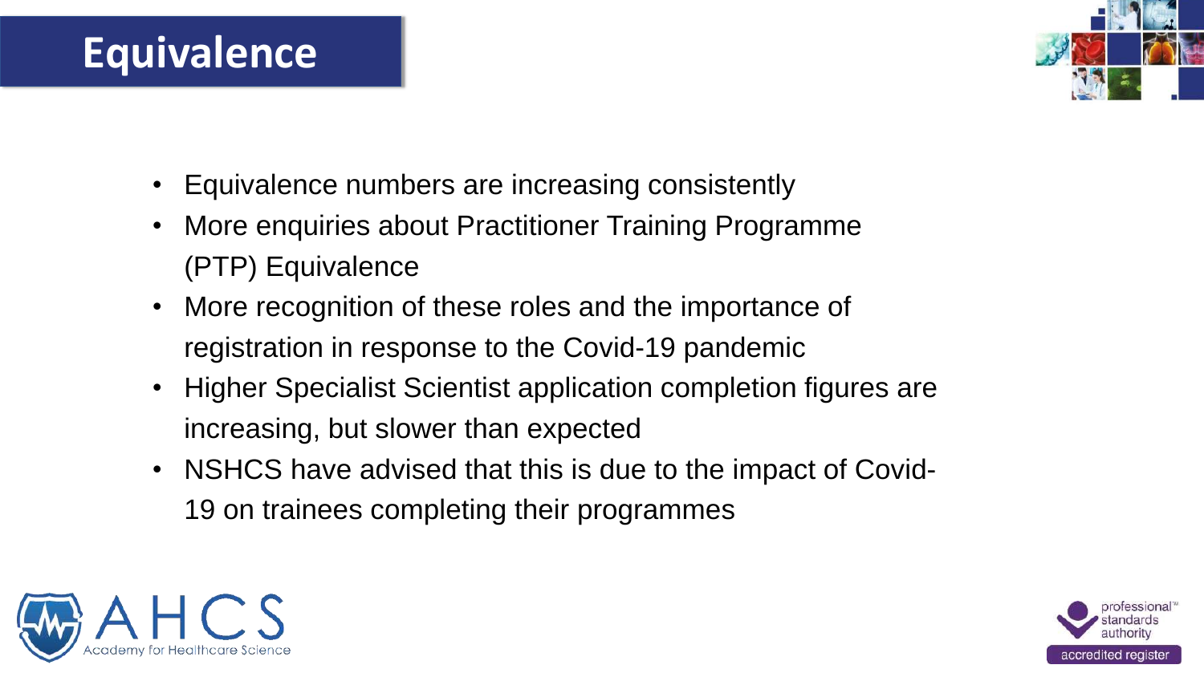# Equivalence

- Equivalence numbers are increasing consistently
- More enquiries about Practitioner Training Programme (PTP) Equivalence
- More recognition of these roles and the importance of registration in response to the Covid-19 pandemic
- Higher Specialist Scientist application completion figures are increasing, but slower than expected
- NSHCS have advised that this is due to the impact of Covid-19 on trainees completing their programmes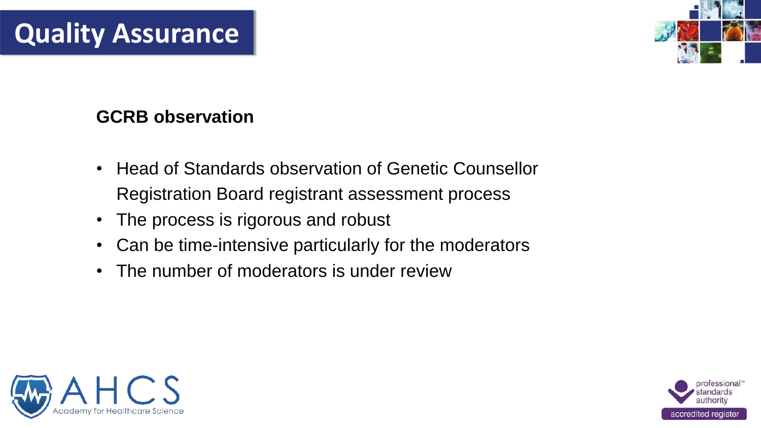# Quality Assurance

**GCRB observation**

- Head of Standards observation of Genetic Counsellor Registration Board registrant assessment process
- The process is rigorous and robust
- Can be time-intensive particularly for the moderators
- The number of moderators is under review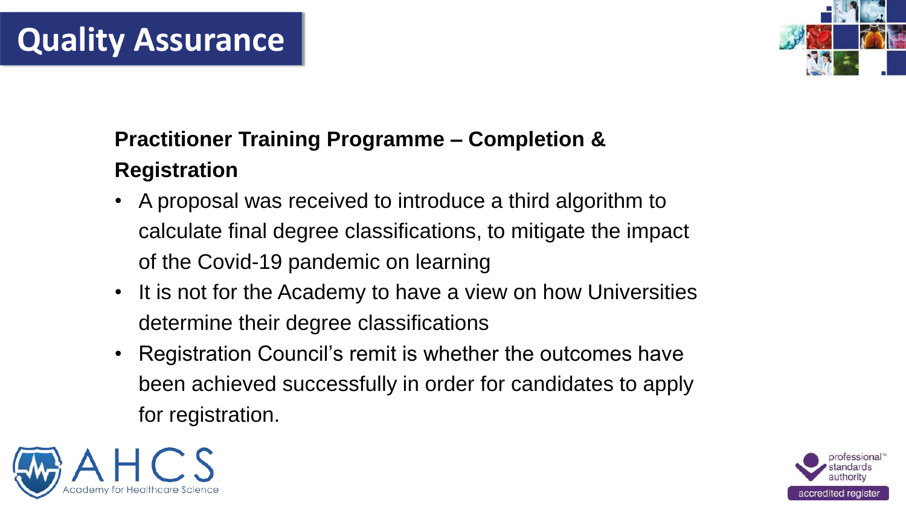# Quality Assurance

**Practitioner Training Programme – Completion & Registration**

- A proposal was received to introduce a third algorithm to calculate final degree classifications, to mitigate the impact of the Covid-19 pandemic on learning
- It is not for the Academy to have a view on how Universities determine their degree classifications
- Registration Council's remit is whether the outcomes have been achieved successfully in order for candidates to apply for registration.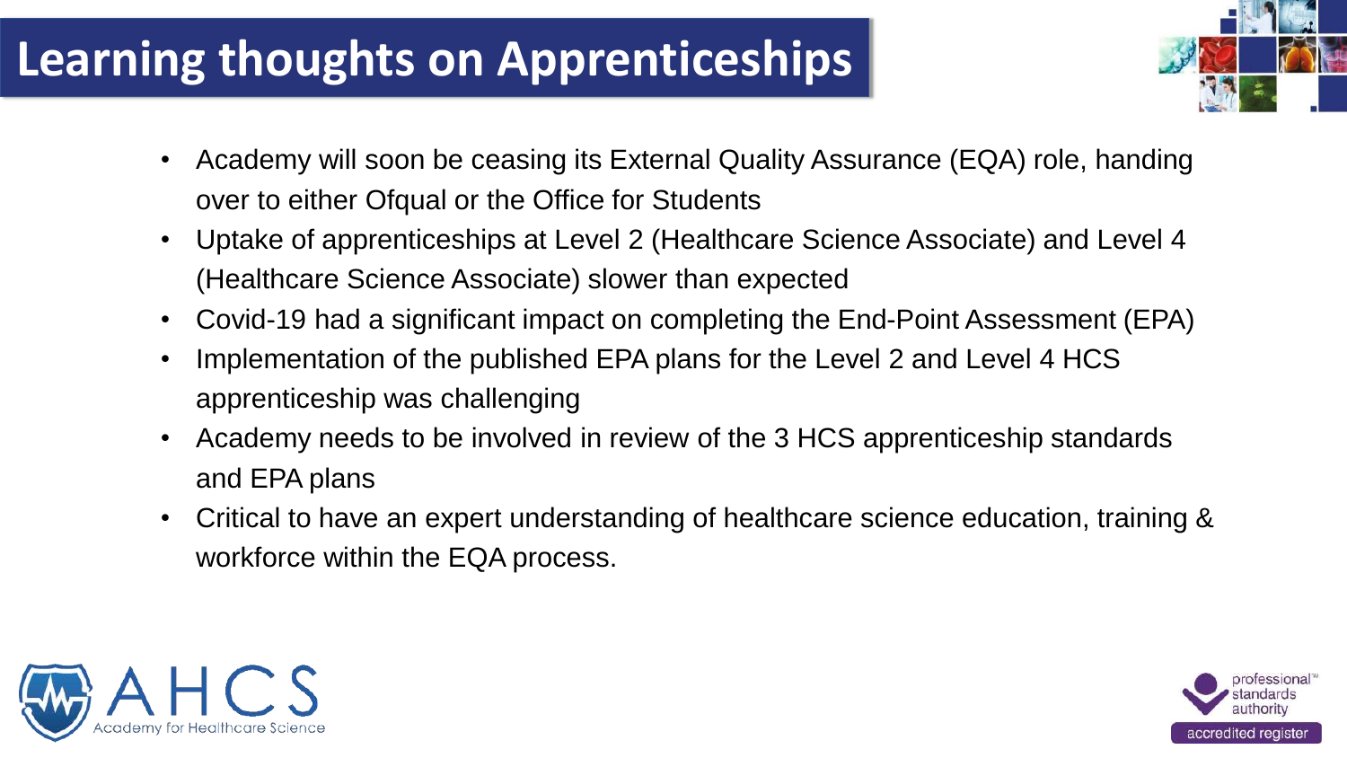# Learning thoughts on Apprenticeships

- Academy will soon be ceasing its External Quality Assurance (EQA) role, handing over to either Ofqual or the Office for Students
- Uptake of apprenticeships at Level 2 (Healthcare Science Associate) and Level 4 (Healthcare Science Associate) slower than expected
- Covid-19 had a significant impact on completing the End-Point Assessment (EPA)
- Implementation of the published EPA plans for the Level 2 and Level 4 HCS apprenticeship was challenging
- Academy needs to be involved in review of the 3 HCS apprenticeship standards and EPA plans
- Critical to have an expert understanding of healthcare science education, training & workforce within the EQA process.

AHCS Academy for Healthcare Science

professional standards authority accredited register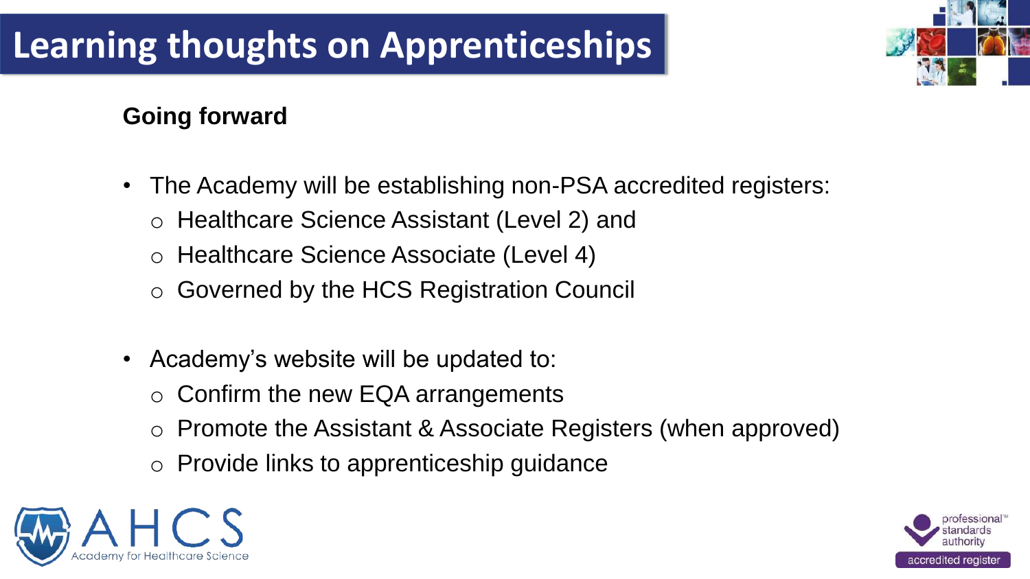# Learning thoughts on Apprenticeships

**Going forward**

- The Academy will be establishing non-PSA accredited registers:
  - Healthcare Science Assistant (Level 2) and
  - Healthcare Science Associate (Level 4)
  - Governed by the HCS Registration Council
- Academy's website will be updated to:
  - Confirm the new EQA arrangements
  - Promote the Assistant & Associate Registers (when approved)
  - Provide links to apprenticeship guidance

AHCS Academy for Healthcare Science

professional standards authority accredited register